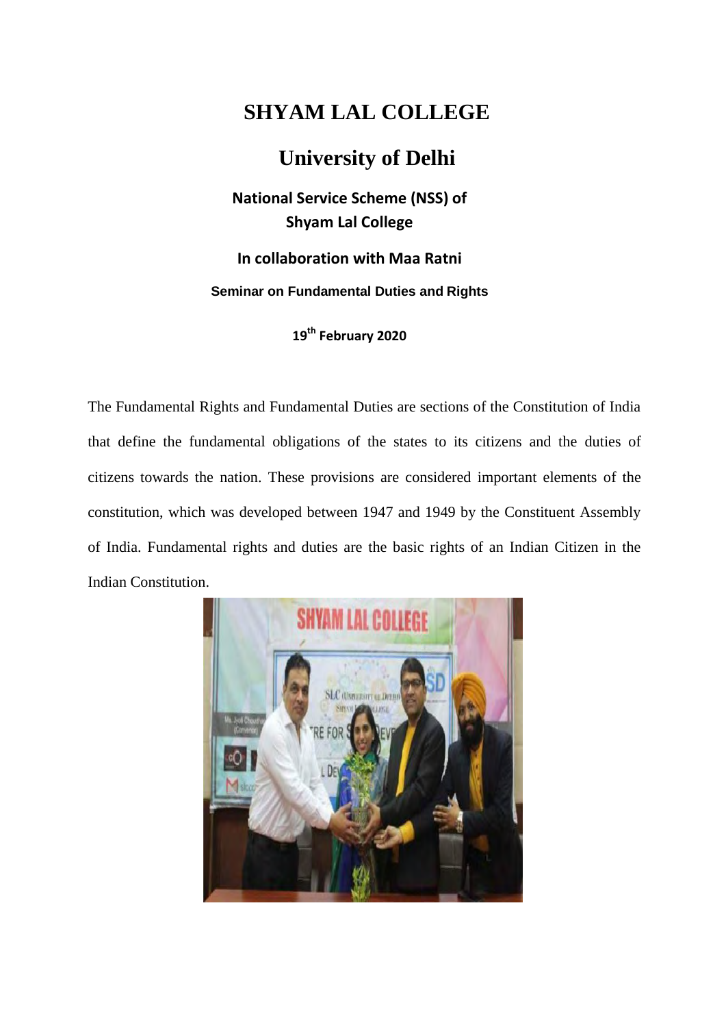# SHYAM LAL COLLEGE

## University of Delhi

### National Service Scheme (NSS) of Shyam Lal College

### In collaboration with Maa Ratni

**Seminar on Fundamental Duties and Rights**

**19th February 2020**

The Fundamental Rights and Fundamental Duties are sections of the Constitution of India that define the fundamental obligations of the states to its citizens and the duties of citizens towards the nation. These provisions are considered important elements of the constitution, which was developed between 1947 and 1949 by the Constituent Assembly of India. Fundamental rights and duties are the basic rights of an Indian Citizen in the Indian Constitution.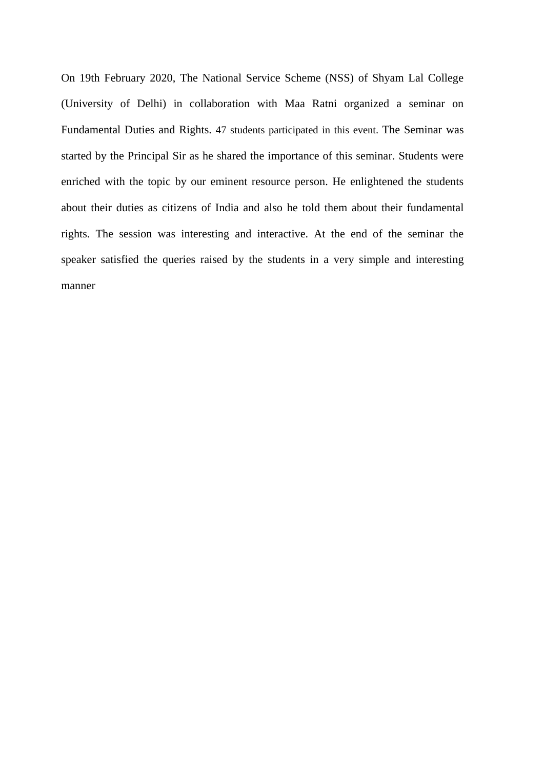On 19th February 2020, The National Service Scheme (NSS) of Shyam Lal College (University of Delhi) in collaboration with Maa Ratni organized a seminar on Fundamental Duties and Rights. 47 students participated in this event. The Seminar was started by the Principal Sir as he shared the importance of this seminar. Students were enriched with the topic by our eminent resource person. He enlightened the students about their duties as citizens of India and also he told them about their fundamental rights. The session was interesting and interactive. At the end of the seminar the speaker satisfied the queries raised by the students in a very simple and interesting manner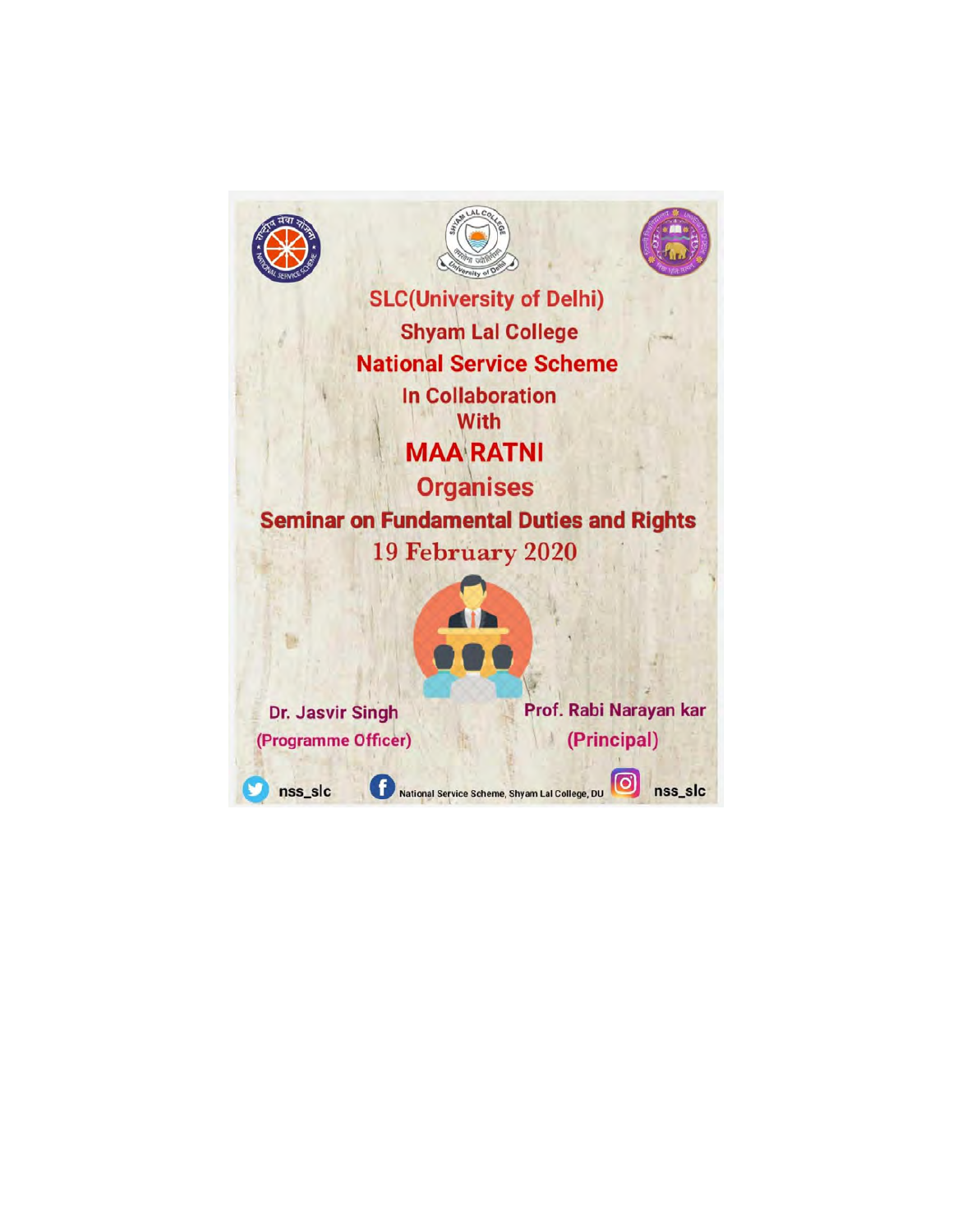SLC(University of Delhi)

Shyam Lal College

**National Service Scheme**

In Collaboration

With

**MAA RATNI**

Organises

**Seminar on Fundamental Duties and Rights**

19 February 2020

Dr. Jasvir Singh
(Programme Officer)

Prof. Rabi Narayan kar
(Principal)

nss_slc

National Service Scheme, Shyam Lal College, DU

nss_slc